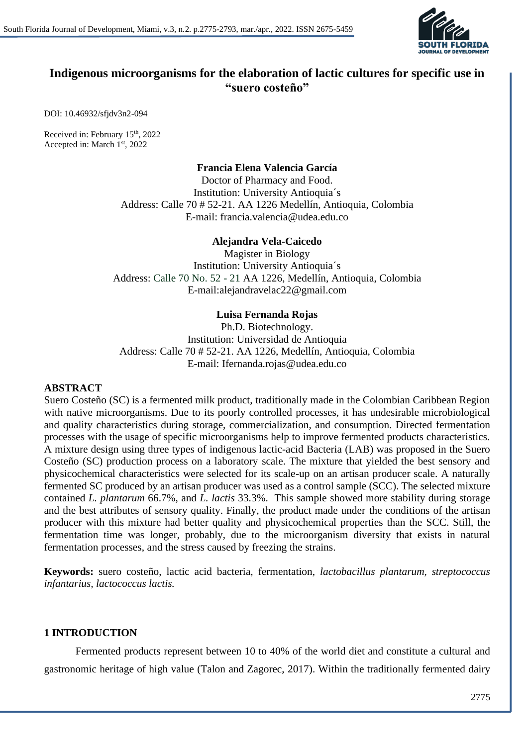# Indigenous microorganisms for the elaboration of lactic cultures for specific use in "suero costeño"

DOI: 10.46932/sfjdv3n2-094

Received in: February 15th, 2022
Accepted in: March 1st, 2022

**Francia Elena Valencia García**
Doctor of Pharmacy and Food.
Institution: University Antioquia´s
Address: Calle 70 # 52-21. AA 1226 Medellín, Antioquia, Colombia
E-mail: francia.valencia@udea.edu.co

**Alejandra Vela-Caicedo**
Magister in Biology
Institution: University Antioquia´s
Address: Calle 70 No. 52 - 21 AA 1226, Medellín, Antioquia, Colombia
E-mail:alejandravelac22@gmail.com

**Luisa Fernanda Rojas**
Ph.D. Biotechnology.
Institution: Universidad de Antioquia
Address: Calle 70 # 52-21. AA 1226, Medellín, Antioquia, Colombia
E-mail: Ifernanda.rojas@udea.edu.co

## ABSTRACT

Suero Costeño (SC) is a fermented milk product, traditionally made in the Colombian Caribbean Region with native microorganisms. Due to its poorly controlled processes, it has undesirable microbiological and quality characteristics during storage, commercialization, and consumption. Directed fermentation processes with the usage of specific microorganisms help to improve fermented products characteristics. A mixture design using three types of indigenous lactic-acid Bacteria (LAB) was proposed in the Suero Costeño (SC) production process on a laboratory scale. The mixture that yielded the best sensory and physicochemical characteristics were selected for its scale-up on an artisan producer scale. A naturally fermented SC produced by an artisan producer was used as a control sample (SCC). The selected mixture contained *L. plantarum* 66.7%, and *L. lactis* 33.3%. This sample showed more stability during storage and the best attributes of sensory quality. Finally, the product made under the conditions of the artisan producer with this mixture had better quality and physicochemical properties than the SCC. Still, the fermentation time was longer, probably, due to the microorganism diversity that exists in natural fermentation processes, and the stress caused by freezing the strains.

**Keywords:** suero costeño, lactic acid bacteria, fermentation, *lactobacillus plantarum, streptococcus infantarius, lactococcus lactis.*

## 1 INTRODUCTION

Fermented products represent between 10 to 40% of the world diet and constitute a cultural and gastronomic heritage of high value (Talon and Zagorec, 2017). Within the traditionally fermented dairy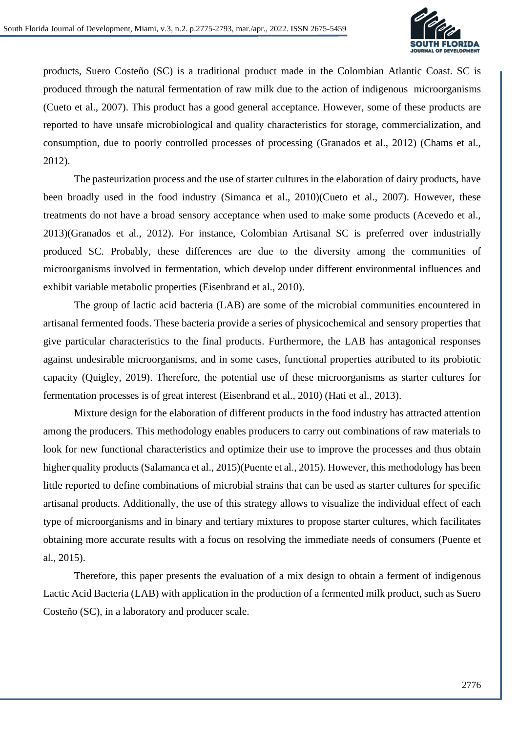products, Suero Costeño (SC) is a traditional product made in the Colombian Atlantic Coast. SC is produced through the natural fermentation of raw milk due to the action of indigenous microorganisms (Cueto et al., 2007). This product has a good general acceptance. However, some of these products are reported to have unsafe microbiological and quality characteristics for storage, commercialization, and consumption, due to poorly controlled processes of processing (Granados et al., 2012) (Chams et al., 2012).

The pasteurization process and the use of starter cultures in the elaboration of dairy products, have been broadly used in the food industry (Simanca et al., 2010)(Cueto et al., 2007). However, these treatments do not have a broad sensory acceptance when used to make some products (Acevedo et al., 2013)(Granados et al., 2012). For instance, Colombian Artisanal SC is preferred over industrially produced SC. Probably, these differences are due to the diversity among the communities of microorganisms involved in fermentation, which develop under different environmental influences and exhibit variable metabolic properties (Eisenbrand et al., 2010).

The group of lactic acid bacteria (LAB) are some of the microbial communities encountered in artisanal fermented foods. These bacteria provide a series of physicochemical and sensory properties that give particular characteristics to the final products. Furthermore, the LAB has antagonical responses against undesirable microorganisms, and in some cases, functional properties attributed to its probiotic capacity (Quigley, 2019). Therefore, the potential use of these microorganisms as starter cultures for fermentation processes is of great interest (Eisenbrand et al., 2010) (Hati et al., 2013).

Mixture design for the elaboration of different products in the food industry has attracted attention among the producers. This methodology enables producers to carry out combinations of raw materials to look for new functional characteristics and optimize their use to improve the processes and thus obtain higher quality products (Salamanca et al., 2015)(Puente et al., 2015). However, this methodology has been little reported to define combinations of microbial strains that can be used as starter cultures for specific artisanal products. Additionally, the use of this strategy allows to visualize the individual effect of each type of microorganisms and in binary and tertiary mixtures to propose starter cultures, which facilitates obtaining more accurate results with a focus on resolving the immediate needs of consumers (Puente et al., 2015).

Therefore, this paper presents the evaluation of a mix design to obtain a ferment of indigenous Lactic Acid Bacteria (LAB) with application in the production of a fermented milk product, such as Suero Costeño (SC), in a laboratory and producer scale.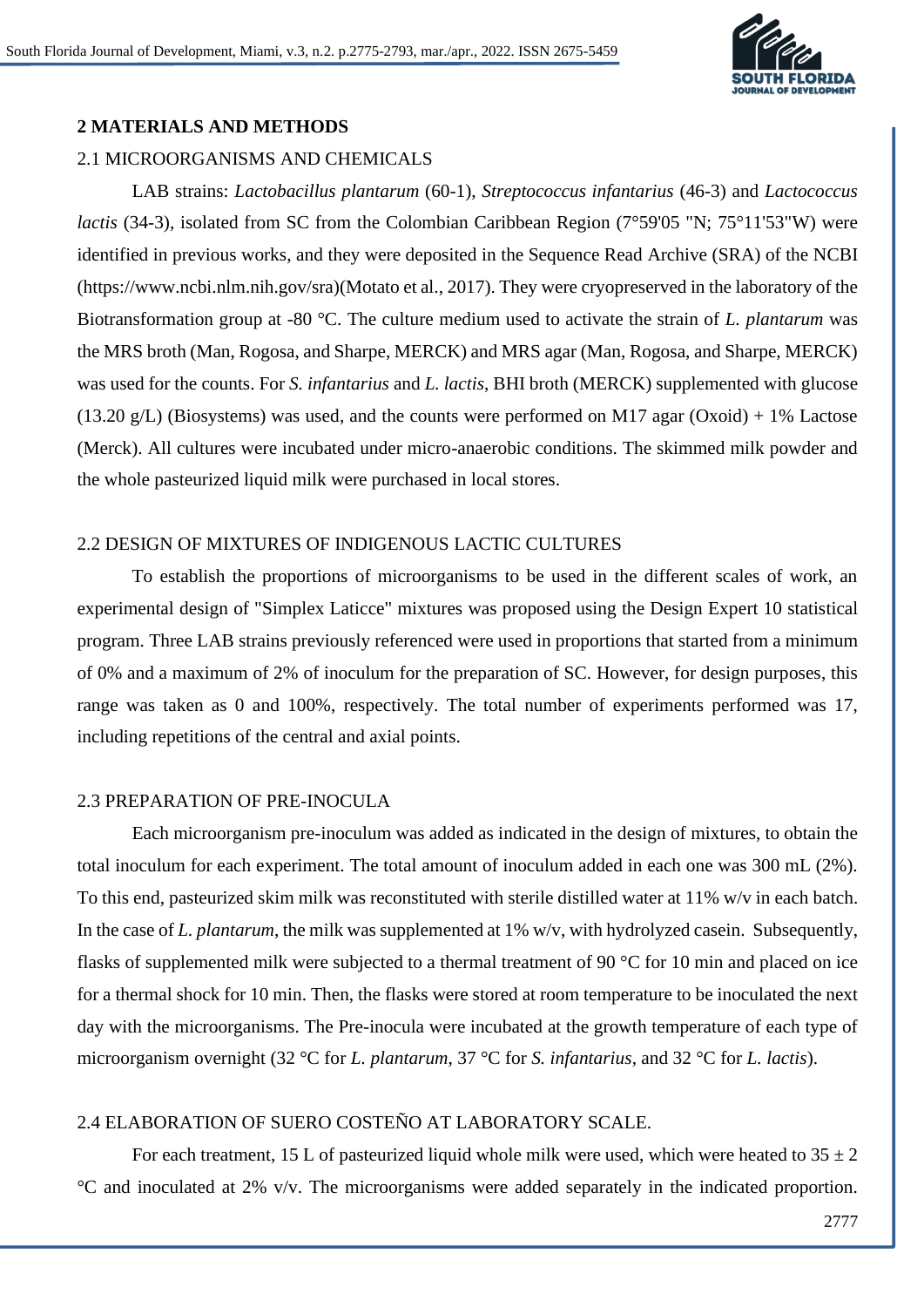## 2 MATERIALS AND METHODS

### 2.1 MICROORGANISMS AND CHEMICALS

LAB strains: *Lactobacillus plantarum* (60-1), *Streptococcus infantarius* (46-3) and *Lactococcus lactis* (34-3), isolated from SC from the Colombian Caribbean Region (7°59'05 "N; 75°11'53"W) were identified in previous works, and they were deposited in the Sequence Read Archive (SRA) of the NCBI (https://www.ncbi.nlm.nih.gov/sra)(Motato et al., 2017). They were cryopreserved in the laboratory of the Biotransformation group at -80 °C. The culture medium used to activate the strain of *L. plantarum* was the MRS broth (Man, Rogosa, and Sharpe, MERCK) and MRS agar (Man, Rogosa, and Sharpe, MERCK) was used for the counts. For *S. infantarius* and *L. lactis*, BHI broth (MERCK) supplemented with glucose (13.20 g/L) (Biosystems) was used, and the counts were performed on M17 agar (Oxoid) + 1% Lactose (Merck). All cultures were incubated under micro-anaerobic conditions. The skimmed milk powder and the whole pasteurized liquid milk were purchased in local stores.

### 2.2 DESIGN OF MIXTURES OF INDIGENOUS LACTIC CULTURES

To establish the proportions of microorganisms to be used in the different scales of work, an experimental design of "Simplex Laticce" mixtures was proposed using the Design Expert 10 statistical program. Three LAB strains previously referenced were used in proportions that started from a minimum of 0% and a maximum of 2% of inoculum for the preparation of SC. However, for design purposes, this range was taken as 0 and 100%, respectively. The total number of experiments performed was 17, including repetitions of the central and axial points.

### 2.3 PREPARATION OF PRE-INOCULA

Each microorganism pre-inoculum was added as indicated in the design of mixtures, to obtain the total inoculum for each experiment. The total amount of inoculum added in each one was 300 mL (2%). To this end, pasteurized skim milk was reconstituted with sterile distilled water at 11% w/v in each batch. In the case of *L. plantarum*, the milk was supplemented at 1% w/v, with hydrolyzed casein. Subsequently, flasks of supplemented milk were subjected to a thermal treatment of 90 °C for 10 min and placed on ice for a thermal shock for 10 min. Then, the flasks were stored at room temperature to be inoculated the next day with the microorganisms. The Pre-inocula were incubated at the growth temperature of each type of microorganism overnight (32 °C for *L. plantarum*, 37 °C for *S. infantarius,* and 32 °C for *L. lactis*).

### 2.4 ELABORATION OF SUERO COSTEÑO AT LABORATORY SCALE.

For each treatment, 15 L of pasteurized liquid whole milk were used, which were heated to 35 ± 2 °C and inoculated at 2% v/v. The microorganisms were added separately in the indicated proportion.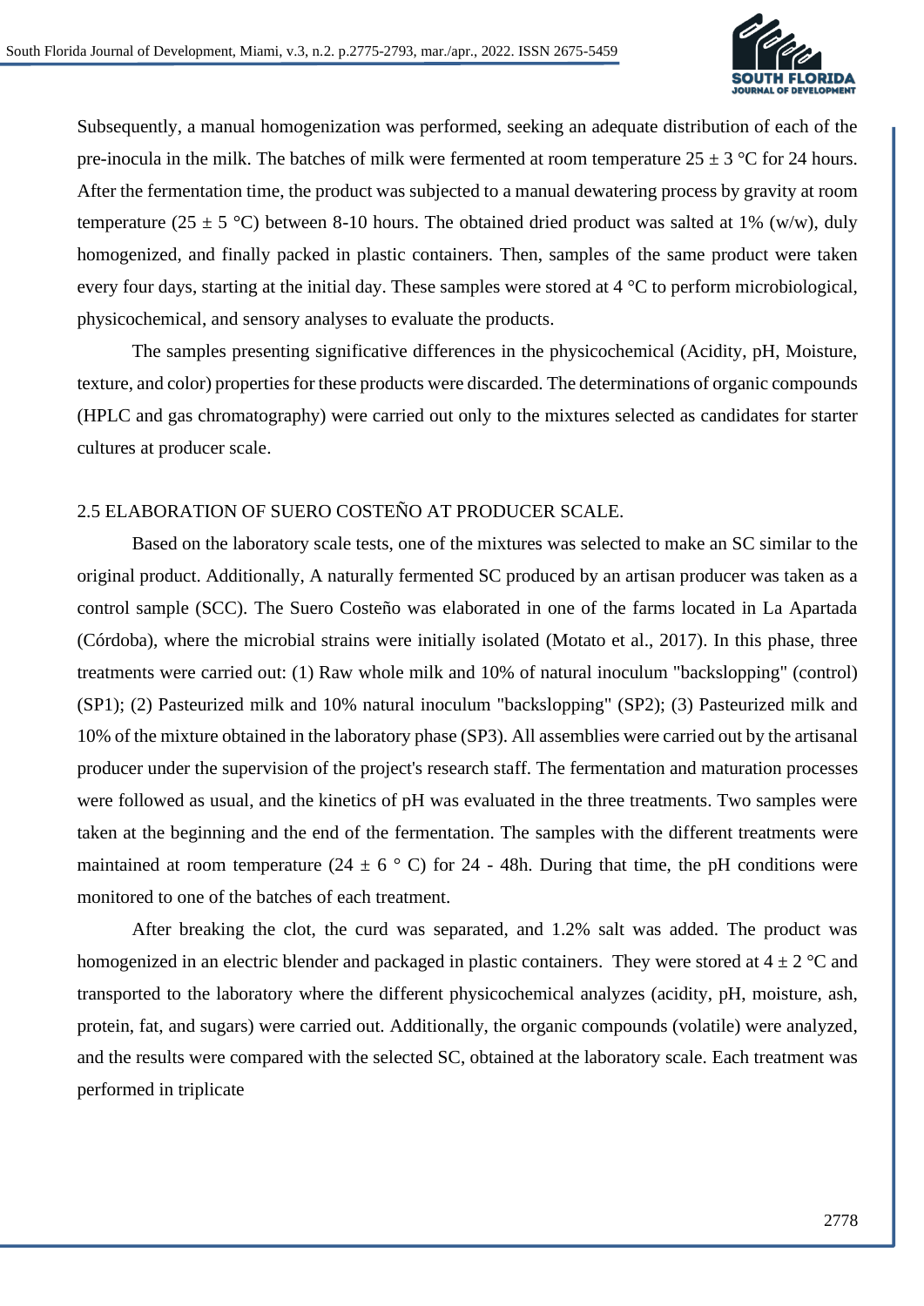Subsequently, a manual homogenization was performed, seeking an adequate distribution of each of the pre-inocula in the milk. The batches of milk were fermented at room temperature 25 ± 3 °C for 24 hours. After the fermentation time, the product was subjected to a manual dewatering process by gravity at room temperature (25 ± 5 °C) between 8-10 hours. The obtained dried product was salted at 1% (w/w), duly homogenized, and finally packed in plastic containers. Then, samples of the same product were taken every four days, starting at the initial day. These samples were stored at 4 °C to perform microbiological, physicochemical, and sensory analyses to evaluate the products.

The samples presenting significative differences in the physicochemical (Acidity, pH, Moisture, texture, and color) properties for these products were discarded. The determinations of organic compounds (HPLC and gas chromatography) were carried out only to the mixtures selected as candidates for starter cultures at producer scale.

## 2.5 ELABORATION OF SUERO COSTEÑO AT PRODUCER SCALE.

Based on the laboratory scale tests, one of the mixtures was selected to make an SC similar to the original product. Additionally, A naturally fermented SC produced by an artisan producer was taken as a control sample (SCC). The Suero Costeño was elaborated in one of the farms located in La Apartada (Córdoba), where the microbial strains were initially isolated (Motato et al., 2017). In this phase, three treatments were carried out: (1) Raw whole milk and 10% of natural inoculum "backslopping" (control) (SP1); (2) Pasteurized milk and 10% natural inoculum "backslopping" (SP2); (3) Pasteurized milk and 10% of the mixture obtained in the laboratory phase (SP3). All assemblies were carried out by the artisanal producer under the supervision of the project's research staff. The fermentation and maturation processes were followed as usual, and the kinetics of pH was evaluated in the three treatments. Two samples were taken at the beginning and the end of the fermentation. The samples with the different treatments were maintained at room temperature (24 ± 6 ° C) for 24 - 48h. During that time, the pH conditions were monitored to one of the batches of each treatment.

After breaking the clot, the curd was separated, and 1.2% salt was added. The product was homogenized in an electric blender and packaged in plastic containers. They were stored at 4 ± 2 °C and transported to the laboratory where the different physicochemical analyzes (acidity, pH, moisture, ash, protein, fat, and sugars) were carried out. Additionally, the organic compounds (volatile) were analyzed, and the results were compared with the selected SC, obtained at the laboratory scale. Each treatment was performed in triplicate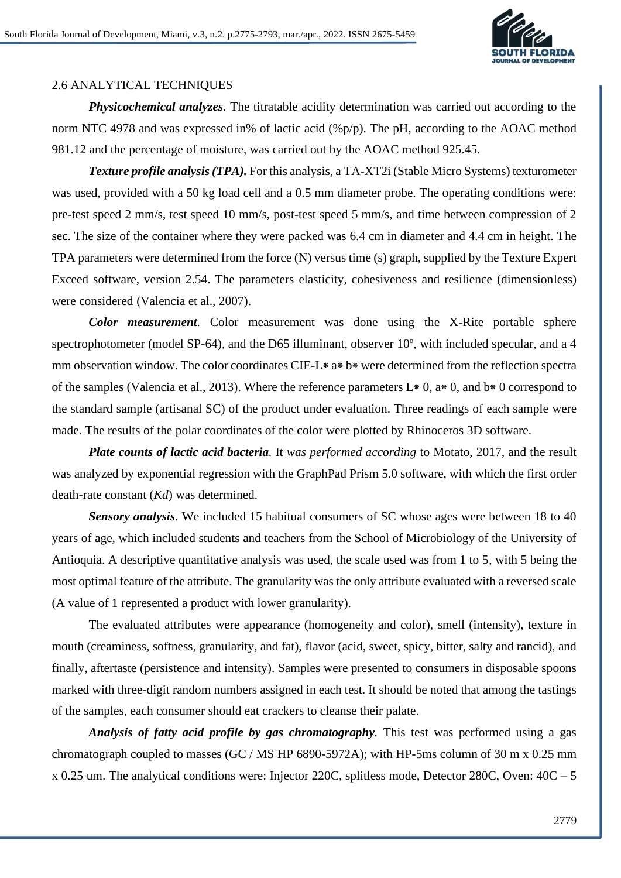## 2.6 ANALYTICAL TECHNIQUES

***Physicochemical analyzes***. The titratable acidity determination was carried out according to the norm NTC 4978 and was expressed in% of lactic acid (%p/p). The pH, according to the AOAC method 981.12 and the percentage of moisture, was carried out by the AOAC method 925.45.

***Texture profile analysis (TPA).*** For this analysis, a TA-XT2i (Stable Micro Systems) texturometer was used, provided with a 50 kg load cell and a 0.5 mm diameter probe. The operating conditions were: pre-test speed 2 mm/s, test speed 10 mm/s, post-test speed 5 mm/s, and time between compression of 2 sec. The size of the container where they were packed was 6.4 cm in diameter and 4.4 cm in height. The TPA parameters were determined from the force (N) versus time (s) graph, supplied by the Texture Expert Exceed software, version 2.54. The parameters elasticity, cohesiveness and resilience (dimensionless) were considered (Valencia et al., 2007).

***Color measurement***. Color measurement was done using the X-Rite portable sphere spectrophotometer (model SP-64), and the D65 illuminant, observer 10º, with included specular, and a 4 mm observation window. The color coordinates CIE-L⁎ a⁎ b⁎ were determined from the reflection spectra of the samples (Valencia et al., 2013). Where the reference parameters L⁎ 0, a⁎ 0, and b⁎ 0 correspond to the standard sample (artisanal SC) of the product under evaluation. Three readings of each sample were made. The results of the polar coordinates of the color were plotted by Rhinoceros 3D software.

***Plate counts of lactic acid bacteria***. It *was performed according* to Motato, 2017, and the result was analyzed by exponential regression with the GraphPad Prism 5.0 software, with which the first order death-rate constant (*Kd*) was determined.

***Sensory analysis***. We included 15 habitual consumers of SC whose ages were between 18 to 40 years of age, which included students and teachers from the School of Microbiology of the University of Antioquia. A descriptive quantitative analysis was used, the scale used was from 1 to 5, with 5 being the most optimal feature of the attribute. The granularity was the only attribute evaluated with a reversed scale (A value of 1 represented a product with lower granularity).

The evaluated attributes were appearance (homogeneity and color), smell (intensity), texture in mouth (creaminess, softness, granularity, and fat), flavor (acid, sweet, spicy, bitter, salty and rancid), and finally, aftertaste (persistence and intensity). Samples were presented to consumers in disposable spoons marked with three-digit random numbers assigned in each test. It should be noted that among the tastings of the samples, each consumer should eat crackers to cleanse their palate.

***Analysis of fatty acid profile by gas chromatography***. This test was performed using a gas chromatograph coupled to masses (GC / MS HP 6890-5972A); with HP-5ms column of 30 m x 0.25 mm x 0.25 um. The analytical conditions were: Injector 220C, splitless mode, Detector 280C, Oven: 40C – 5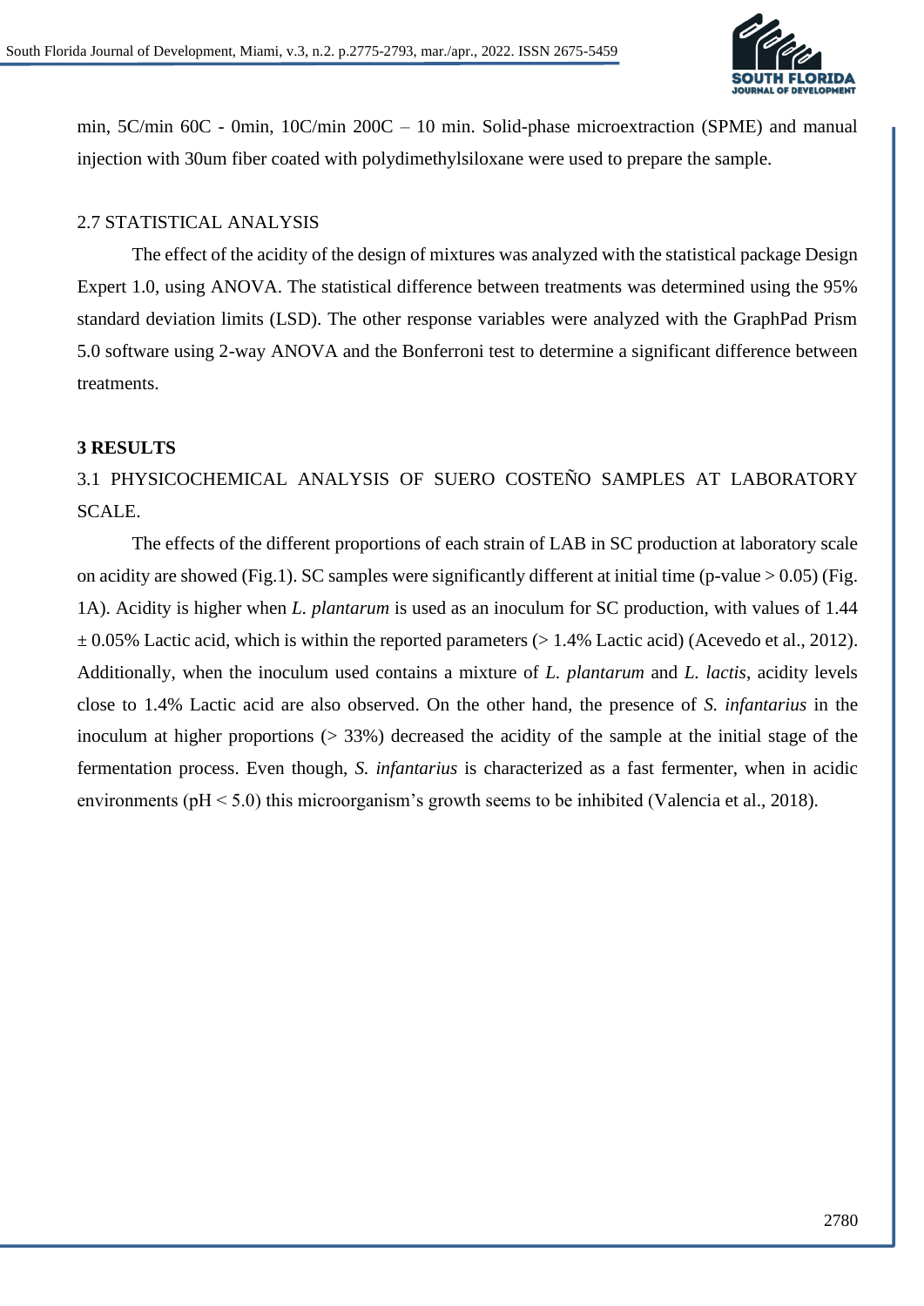min, 5C/min 60C - 0min, 10C/min 200C – 10 min. Solid-phase microextraction (SPME) and manual injection with 30um fiber coated with polydimethylsiloxane were used to prepare the sample.

## 2.7 STATISTICAL ANALYSIS

The effect of the acidity of the design of mixtures was analyzed with the statistical package Design Expert 1.0, using ANOVA. The statistical difference between treatments was determined using the 95% standard deviation limits (LSD). The other response variables were analyzed with the GraphPad Prism 5.0 software using 2-way ANOVA and the Bonferroni test to determine a significant difference between treatments.

# 3 RESULTS

## 3.1 PHYSICOCHEMICAL ANALYSIS OF SUERO COSTEÑO SAMPLES AT LABORATORY SCALE.

The effects of the different proportions of each strain of LAB in SC production at laboratory scale on acidity are showed (Fig.1). SC samples were significantly different at initial time (p-value > 0.05) (Fig. 1A). Acidity is higher when *L. plantarum* is used as an inoculum for SC production, with values of 1.44 ± 0.05% Lactic acid, which is within the reported parameters (> 1.4% Lactic acid) (Acevedo et al., 2012). Additionally, when the inoculum used contains a mixture of *L. plantarum* and *L. lactis*, acidity levels close to 1.4% Lactic acid are also observed. On the other hand, the presence of *S. infantarius* in the inoculum at higher proportions (> 33%) decreased the acidity of the sample at the initial stage of the fermentation process. Even though, *S. infantarius* is characterized as a fast fermenter, when in acidic environments (pH < 5.0) this microorganism's growth seems to be inhibited (Valencia et al., 2018).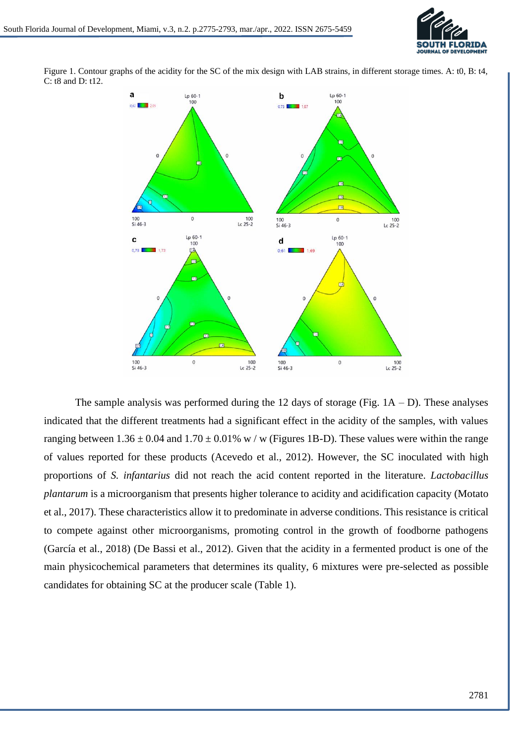Figure 1. Contour graphs of the acidity for the SC of the mix design with LAB strains, in different storage times. A: t0, B: t4, C: t8 and D: t12.

The sample analysis was performed during the 12 days of storage (Fig. 1A – D). These analyses indicated that the different treatments had a significant effect in the acidity of the samples, with values ranging between 1.36 ± 0.04 and 1.70 ± 0.01% w / w (Figures 1B-D). These values were within the range of values reported for these products (Acevedo et al., 2012). However, the SC inoculated with high proportions of *S. infantarius* did not reach the acid content reported in the literature. *Lactobacillus plantarum* is a microorganism that presents higher tolerance to acidity and acidification capacity (Motato et al., 2017). These characteristics allow it to predominate in adverse conditions. This resistance is critical to compete against other microorganisms, promoting control in the growth of foodborne pathogens (García et al., 2018) (De Bassi et al., 2012). Given that the acidity in a fermented product is one of the main physicochemical parameters that determines its quality, 6 mixtures were pre-selected as possible candidates for obtaining SC at the producer scale (Table 1).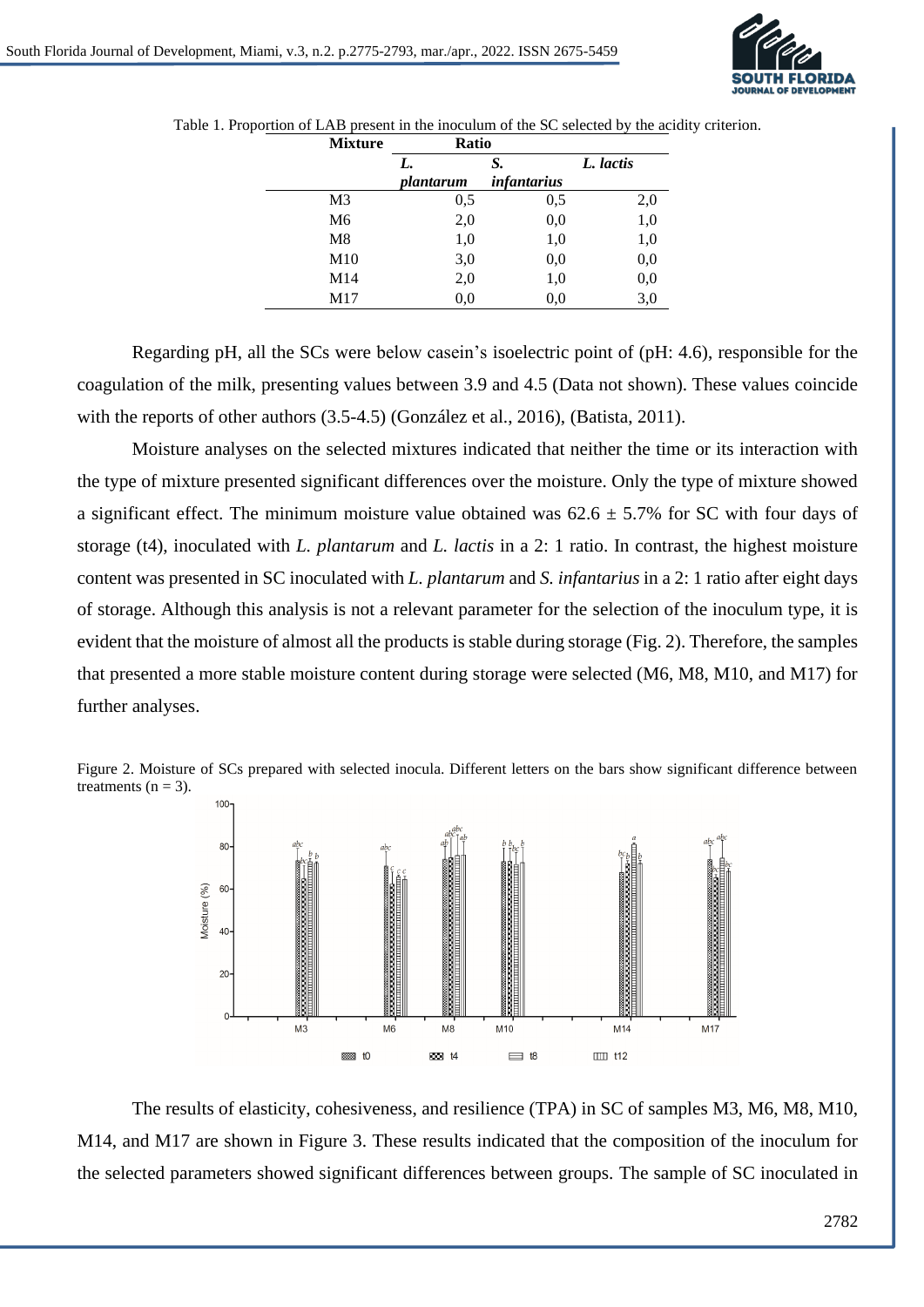Table 1. Proportion of LAB present in the inoculum of the SC selected by the acidity criterion.

| Mixture | Ratio | | |
|---|---|---|---|
| | *L. plantarum* | *S. infantarius* | *L. lactis* |
| M3 | 0,5 | 0,5 | 2,0 |
| M6 | 2,0 | 0,0 | 1,0 |
| M8 | 1,0 | 1,0 | 1,0 |
| M10 | 3,0 | 0,0 | 0,0 |
| M14 | 2,0 | 1,0 | 0,0 |
| M17 | 0,0 | 0,0 | 3,0 |

Regarding pH, all the SCs were below casein's isoelectric point of (pH: 4.6), responsible for the coagulation of the milk, presenting values between 3.9 and 4.5 (Data not shown). These values coincide with the reports of other authors (3.5-4.5) (González et al., 2016), (Batista, 2011).

Moisture analyses on the selected mixtures indicated that neither the time or its interaction with the type of mixture presented significant differences over the moisture. Only the type of mixture showed a significant effect. The minimum moisture value obtained was 62.6 ± 5.7% for SC with four days of storage (t4), inoculated with *L. plantarum* and *L. lactis* in a 2: 1 ratio. In contrast, the highest moisture content was presented in SC inoculated with *L. plantarum* and *S. infantarius* in a 2: 1 ratio after eight days of storage. Although this analysis is not a relevant parameter for the selection of the inoculum type, it is evident that the moisture of almost all the products is stable during storage (Fig. 2). Therefore, the samples that presented a more stable moisture content during storage were selected (M6, M8, M10, and M17) for further analyses.

Figure 2. Moisture of SCs prepared with selected inocula. Different letters on the bars show significant difference between treatments (n = 3).

The results of elasticity, cohesiveness, and resilience (TPA) in SC of samples M3, M6, M8, M10, M14, and M17 are shown in Figure 3. These results indicated that the composition of the inoculum for the selected parameters showed significant differences between groups. The sample of SC inoculated in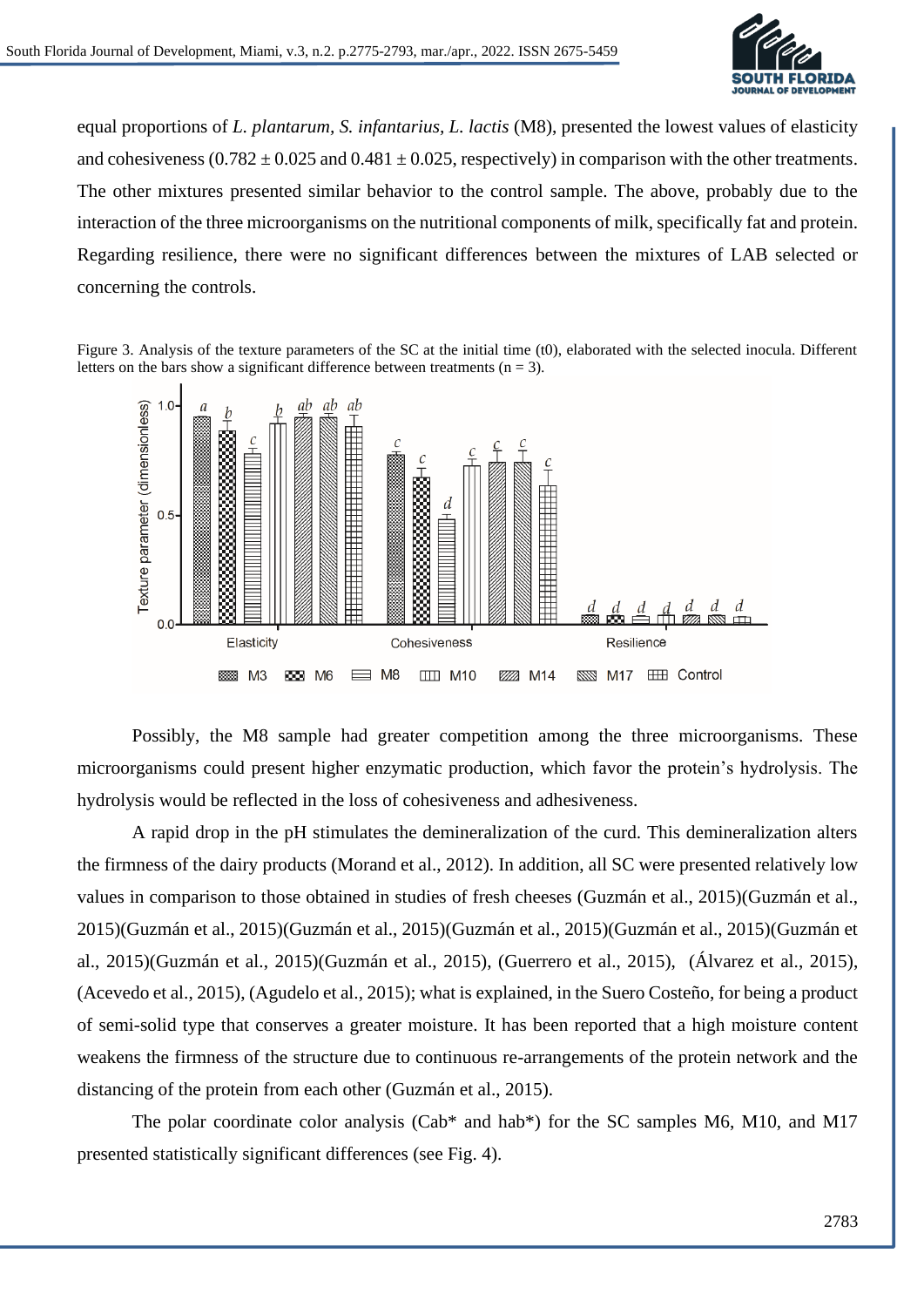equal proportions of *L. plantarum, S. infantarius, L. lactis* (M8), presented the lowest values of elasticity and cohesiveness (0.782 ± 0.025 and 0.481 ± 0.025, respectively) in comparison with the other treatments. The other mixtures presented similar behavior to the control sample. The above, probably due to the interaction of the three microorganisms on the nutritional components of milk, specifically fat and protein. Regarding resilience, there were no significant differences between the mixtures of LAB selected or concerning the controls.

Figure 3. Analysis of the texture parameters of the SC at the initial time (t0), elaborated with the selected inocula. Different letters on the bars show a significant difference between treatments (n = 3).

Possibly, the M8 sample had greater competition among the three microorganisms. These microorganisms could present higher enzymatic production, which favor the protein's hydrolysis. The hydrolysis would be reflected in the loss of cohesiveness and adhesiveness.

A rapid drop in the pH stimulates the demineralization of the curd. This demineralization alters the firmness of the dairy products (Morand et al., 2012). In addition, all SC were presented relatively low values in comparison to those obtained in studies of fresh cheeses (Guzmán et al., 2015)(Guzmán et al., 2015)(Guzmán et al., 2015)(Guzmán et al., 2015)(Guzmán et al., 2015)(Guzmán et al., 2015)(Guzmán et al., 2015)(Guzmán et al., 2015)(Guzmán et al., 2015)(Guzmán et al., 2015), (Guerrero et al., 2015), (Álvarez et al., 2015), (Acevedo et al., 2015), (Agudelo et al., 2015); what is explained, in the Suero Costeño, for being a product of semi-solid type that conserves a greater moisture. It has been reported that a high moisture content weakens the firmness of the structure due to continuous re-arrangements of the protein network and the distancing of the protein from each other (Guzmán et al., 2015).

The polar coordinate color analysis (Cab* and hab*) for the SC samples M6, M10, and M17 presented statistically significant differences (see Fig. 4).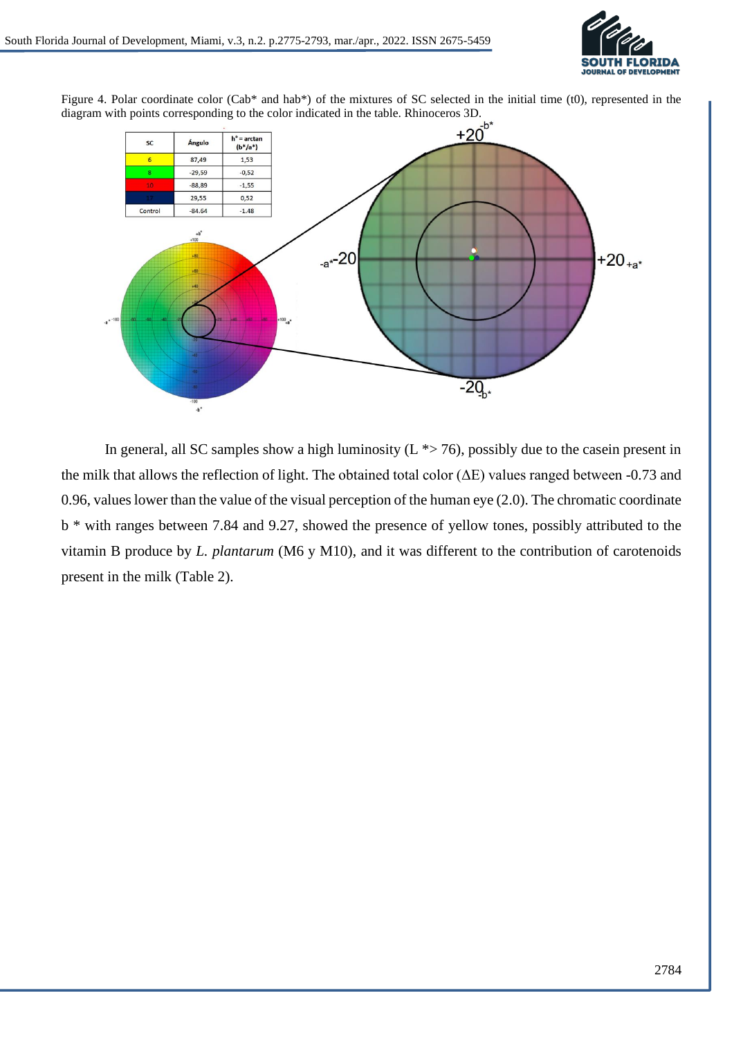Figure 4. Polar coordinate color (Cab* and hab*) of the mixtures of SC selected in the initial time (t0), represented in the diagram with points corresponding to the color indicated in the table. Rhinoceros 3D.

| SC | Ángulo | h° = arctan (b*/a*) |
|---|---|---|
| 6 | 87,49 | 1,53 |
| 8 | -29,59 | -0,52 |
| 10 | -88,89 | -1,55 |
| 17 | 29,55 | 0,52 |
| Control | -84.64 | -1.48 |

In general, all SC samples show a high luminosity (L *> 76), possibly due to the casein present in the milk that allows the reflection of light. The obtained total color (ΔE) values ranged between -0.73 and 0.96, values lower than the value of the visual perception of the human eye (2.0). The chromatic coordinate b * with ranges between 7.84 and 9.27, showed the presence of yellow tones, possibly attributed to the vitamin B produce by *L. plantarum* (M6 y M10), and it was different to the contribution of carotenoids present in the milk (Table 2).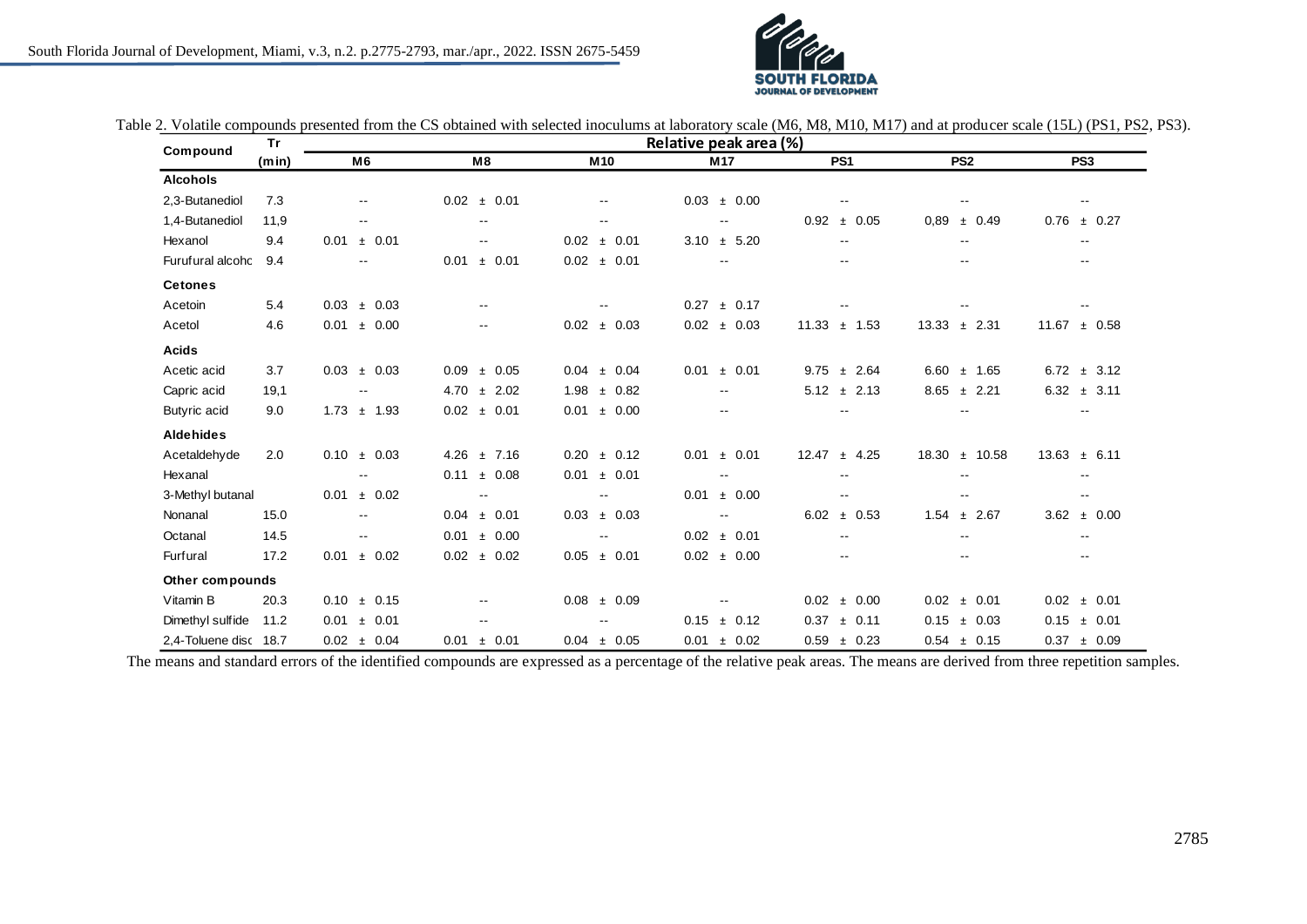Table 2. Volatile compounds presented from the CS obtained with selected inoculums at laboratory scale (M6, M8, M10, M17) and at producer scale (15L) (PS1, PS2, PS3).

| Compound | Tr (min) | Relative peak area (%) | | | | | | |
|---|---|---|---|---|---|---|---|---|
| | | M6 | M8 | M10 | M17 | PS1 | PS2 | PS3 |
| **Alcohols** | | | | | | | | |
| 2,3-Butanediol | 7.3 | -- | 0.02 ± 0.01 | -- | 0.03 ± 0.00 | -- | -- | -- |
| 1,4-Butanediol | 11,9 | -- | -- | -- | -- | 0.92 ± 0.05 | 0,89 ± 0.49 | 0.76 ± 0.27 |
| Hexanol | 9.4 | 0.01 ± 0.01 | -- | 0.02 ± 0.01 | 3.10 ± 5.20 | -- | -- | -- |
| Furufural alcohc | 9.4 | -- | 0.01 ± 0.01 | 0.02 ± 0.01 | -- | -- | -- | -- |
| **Cetones** | | | | | | | | |
| Acetoin | 5.4 | 0.03 ± 0.03 | -- | -- | 0.27 ± 0.17 | -- | -- | -- |
| Acetol | 4.6 | 0.01 ± 0.00 | -- | 0.02 ± 0.03 | 0.02 ± 0.03 | 11.33 ± 1.53 | 13.33 ± 2.31 | 11.67 ± 0.58 |
| **Acids** | | | | | | | | |
| Acetic acid | 3.7 | 0.03 ± 0.03 | 0.09 ± 0.05 | 0.04 ± 0.04 | 0.01 ± 0.01 | 9.75 ± 2.64 | 6.60 ± 1.65 | 6.72 ± 3.12 |
| Capric acid | 19,1 | -- | 4.70 ± 2.02 | 1.98 ± 0.82 | -- | 5.12 ± 2.13 | 8.65 ± 2.21 | 6.32 ± 3.11 |
| Butyric acid | 9.0 | 1.73 ± 1.93 | 0.02 ± 0.01 | 0.01 ± 0.00 | -- | -- | -- | -- |
| **Aldehides** | | | | | | | | |
| Acetaldehyde | 2.0 | 0.10 ± 0.03 | 4.26 ± 7.16 | 0.20 ± 0.12 | 0.01 ± 0.01 | 12.47 ± 4.25 | 18.30 ± 10.58 | 13.63 ± 6.11 |
| Hexanal | | -- | 0.11 ± 0.08 | 0.01 ± 0.01 | -- | -- | -- | -- |
| 3-Methyl butanal | | 0.01 ± 0.02 | -- | -- | 0.01 ± 0.00 | -- | -- | -- |
| Nonanal | 15.0 | -- | 0.04 ± 0.01 | 0.03 ± 0.03 | -- | 6.02 ± 0.53 | 1.54 ± 2.67 | 3.62 ± 0.00 |
| Octanal | 14.5 | -- | 0.01 ± 0.00 | -- | 0.02 ± 0.01 | -- | -- | -- |
| Furfural | 17.2 | 0.01 ± 0.02 | 0.02 ± 0.02 | 0.05 ± 0.01 | 0.02 ± 0.00 | -- | -- | -- |
| **Other compounds** | | | | | | | | |
| Vitamin B | 20.3 | 0.10 ± 0.15 | -- | 0.08 ± 0.09 | -- | 0.02 ± 0.00 | 0.02 ± 0.01 | 0.02 ± 0.01 |
| Dimethyl sulfide | 11.2 | 0.01 ± 0.01 | -- | -- | 0.15 ± 0.12 | 0.37 ± 0.11 | 0.15 ± 0.03 | 0.15 ± 0.01 |
| 2,4-Toluene disc | 18.7 | 0.02 ± 0.04 | 0.01 ± 0.01 | 0.04 ± 0.05 | 0.01 ± 0.02 | 0.59 ± 0.23 | 0.54 ± 0.15 | 0.37 ± 0.09 |

The means and standard errors of the identified compounds are expressed as a percentage of the relative peak areas. The means are derived from three repetition samples.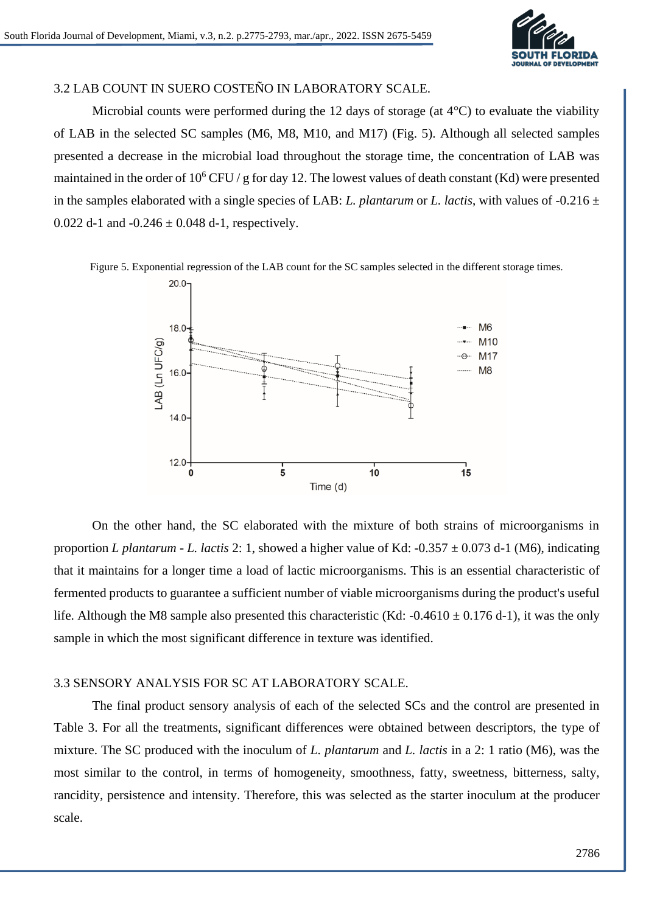### 3.2 LAB COUNT IN SUERO COSTEÑO IN LABORATORY SCALE.

Microbial counts were performed during the 12 days of storage (at 4°C) to evaluate the viability of LAB in the selected SC samples (M6, M8, M10, and M17) (Fig. 5). Although all selected samples presented a decrease in the microbial load throughout the storage time, the concentration of LAB was maintained in the order of $10^6$ CFU / g for day 12. The lowest values of death constant (Kd) were presented in the samples elaborated with a single species of LAB: *L. plantarum* or *L. lactis*, with values of -0.216 ± 0.022 d-1 and -0.246 ± 0.048 d-1, respectively.

Figure 5. Exponential regression of the LAB count for the SC samples selected in the different storage times.

On the other hand, the SC elaborated with the mixture of both strains of microorganisms in proportion *L plantarum* - *L. lactis* 2: 1, showed a higher value of Kd: -0.357 ± 0.073 d-1 (M6), indicating that it maintains for a longer time a load of lactic microorganisms. This is an essential characteristic of fermented products to guarantee a sufficient number of viable microorganisms during the product's useful life. Although the M8 sample also presented this characteristic (Kd: -0.4610 ± 0.176 d-1), it was the only sample in which the most significant difference in texture was identified.

### 3.3 SENSORY ANALYSIS FOR SC AT LABORATORY SCALE.

The final product sensory analysis of each of the selected SCs and the control are presented in Table 3. For all the treatments, significant differences were obtained between descriptors, the type of mixture. The SC produced with the inoculum of *L. plantarum* and *L. lactis* in a 2: 1 ratio (M6), was the most similar to the control, in terms of homogeneity, smoothness, fatty, sweetness, bitterness, salty, rancidity, persistence and intensity. Therefore, this was selected as the starter inoculum at the producer scale.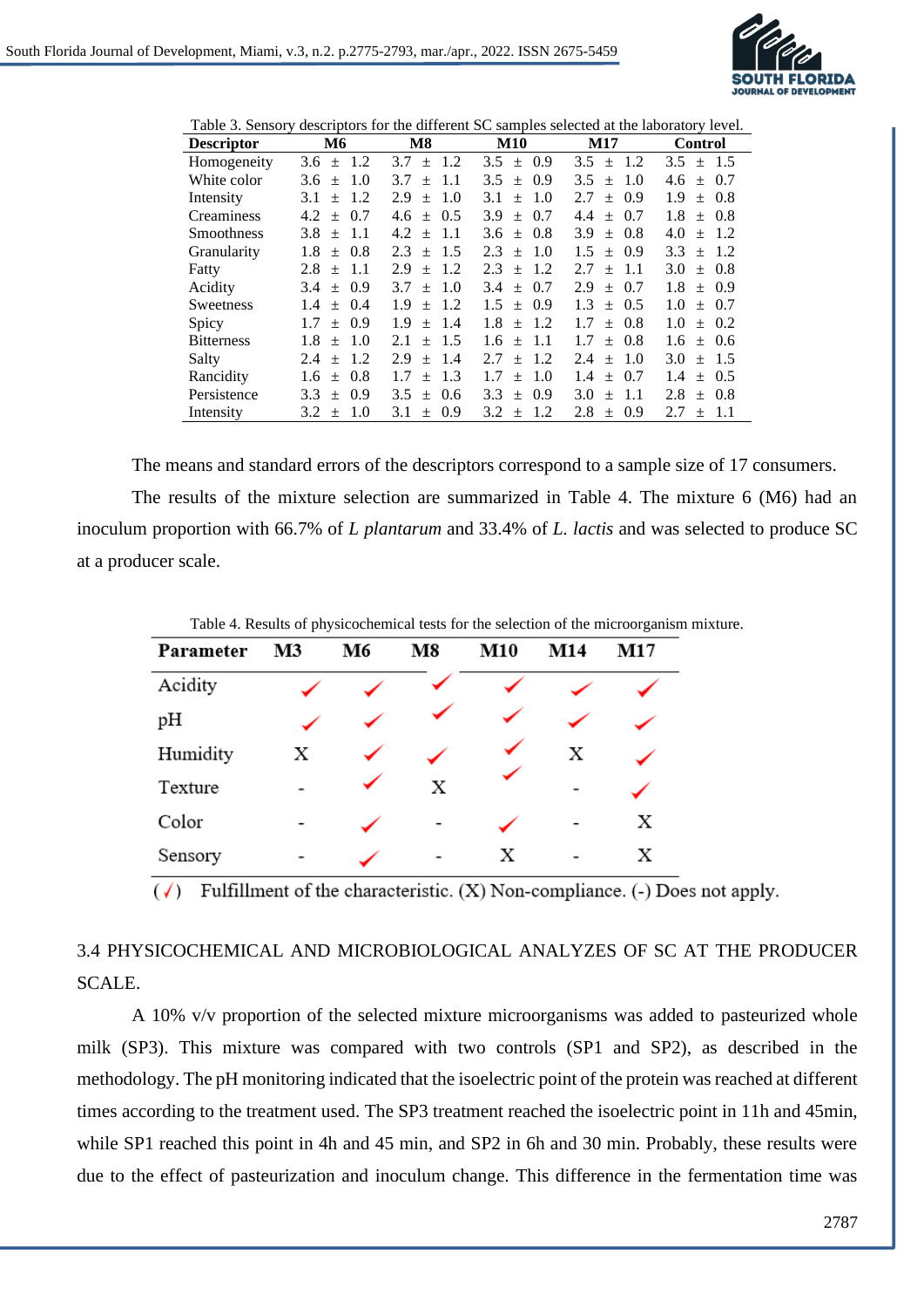Table 3. Sensory descriptors for the different SC samples selected at the laboratory level.

| Descriptor | M6 | M8 | M10 | M17 | Control |
|---|---|---|---|---|---|
| Homogeneity | 3.6 ± 1.2 | 3.7 ± 1.2 | 3.5 ± 0.9 | 3.5 ± 1.2 | 3.5 ± 1.5 |
| White color | 3.6 ± 1.0 | 3.7 ± 1.1 | 3.5 ± 0.9 | 3.5 ± 1.0 | 4.6 ± 0.7 |
| Intensity | 3.1 ± 1.2 | 2.9 ± 1.0 | 3.1 ± 1.0 | 2.7 ± 0.9 | 1.9 ± 0.8 |
| Creaminess | 4.2 ± 0.7 | 4.6 ± 0.5 | 3.9 ± 0.7 | 4.4 ± 0.7 | 1.8 ± 0.8 |
| Smoothness | 3.8 ± 1.1 | 4.2 ± 1.1 | 3.6 ± 0.8 | 3.9 ± 0.8 | 4.0 ± 1.2 |
| Granularity | 1.8 ± 0.8 | 2.3 ± 1.5 | 2.3 ± 1.0 | 1.5 ± 0.9 | 3.3 ± 1.2 |
| Fatty | 2.8 ± 1.1 | 2.9 ± 1.2 | 2.3 ± 1.2 | 2.7 ± 1.1 | 3.0 ± 0.8 |
| Acidity | 3.4 ± 0.9 | 3.7 ± 1.0 | 3.4 ± 0.7 | 2.9 ± 0.7 | 1.8 ± 0.9 |
| Sweetness | 1.4 ± 0.4 | 1.9 ± 1.2 | 1.5 ± 0.9 | 1.3 ± 0.5 | 1.0 ± 0.7 |
| Spicy | 1.7 ± 0.9 | 1.9 ± 1.4 | 1.8 ± 1.2 | 1.7 ± 0.8 | 1.0 ± 0.2 |
| Bitterness | 1.8 ± 1.0 | 2.1 ± 1.5 | 1.6 ± 1.1 | 1.7 ± 0.8 | 1.6 ± 0.6 |
| Salty | 2.4 ± 1.2 | 2.9 ± 1.4 | 2.7 ± 1.2 | 2.4 ± 1.0 | 3.0 ± 1.5 |
| Rancidity | 1.6 ± 0.8 | 1.7 ± 1.3 | 1.7 ± 1.0 | 1.4 ± 0.7 | 1.4 ± 0.5 |
| Persistence | 3.3 ± 0.9 | 3.5 ± 0.6 | 3.3 ± 0.9 | 3.0 ± 1.1 | 2.8 ± 0.8 |
| Intensity | 3.2 ± 1.0 | 3.1 ± 0.9 | 3.2 ± 1.2 | 2.8 ± 0.9 | 2.7 ± 1.1 |

The means and standard errors of the descriptors correspond to a sample size of 17 consumers.

The results of the mixture selection are summarized in Table 4. The mixture 6 (M6) had an inoculum proportion with 66.7% of *L plantarum* and 33.4% of *L. lactis* and was selected to produce SC at a producer scale.

Table 4. Results of physicochemical tests for the selection of the microorganism mixture.

| Parameter | M3 | M6 | M8 | M10 | M14 | M17 |
|---|---|---|---|---|---|---|
| Acidity | ✓ | ✓ | ✓ | ✓ | ✓ | ✓ |
| pH | ✓ | ✓ | ✓ | ✓ | ✓ | ✓ |
| Humidity | X | ✓ | ✓ | ✓ | X | ✓ |
| Texture | - | ✓ | X | ✓ | - | ✓ |
| Color | - | ✓ | - | ✓ | - | X |
| Sensory | - | ✓ | - | X | - | X |

(✓) Fulfillment of the characteristic. (X) Non-compliance. (-) Does not apply.

## 3.4 PHYSICOCHEMICAL AND MICROBIOLOGICAL ANALYZES OF SC AT THE PRODUCER SCALE.

A 10% v/v proportion of the selected mixture microorganisms was added to pasteurized whole milk (SP3). This mixture was compared with two controls (SP1 and SP2), as described in the methodology. The pH monitoring indicated that the isoelectric point of the protein was reached at different times according to the treatment used. The SP3 treatment reached the isoelectric point in 11h and 45min, while SP1 reached this point in 4h and 45 min, and SP2 in 6h and 30 min. Probably, these results were due to the effect of pasteurization and inoculum change. This difference in the fermentation time was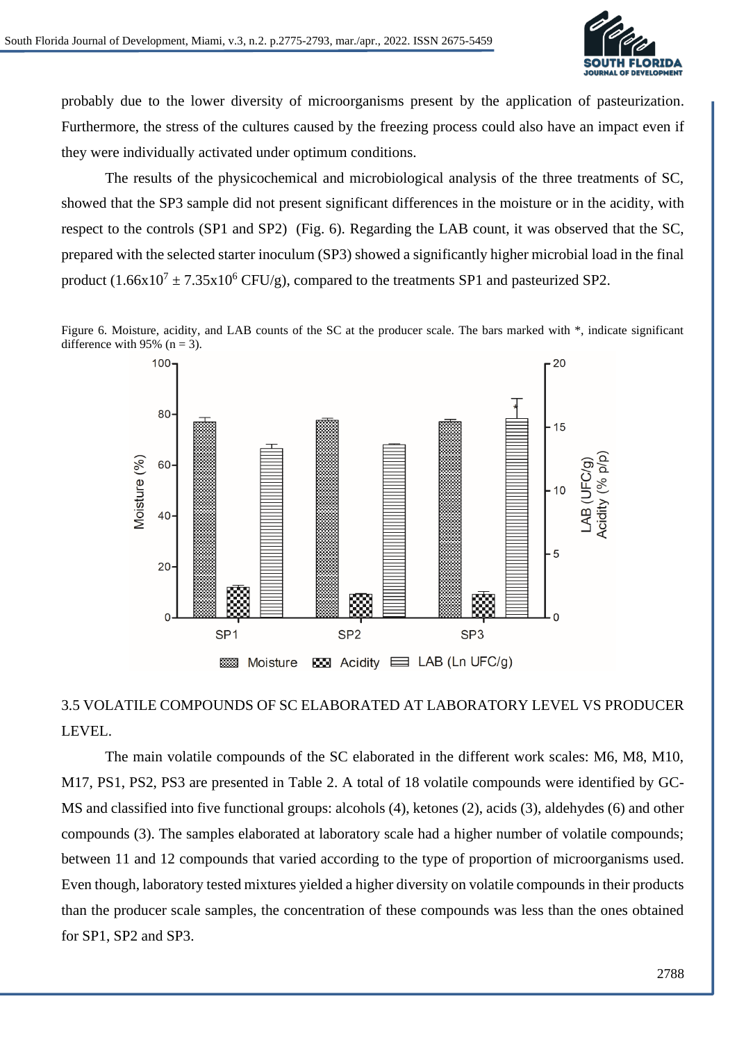probably due to the lower diversity of microorganisms present by the application of pasteurization. Furthermore, the stress of the cultures caused by the freezing process could also have an impact even if they were individually activated under optimum conditions.

The results of the physicochemical and microbiological analysis of the three treatments of SC, showed that the SP3 sample did not present significant differences in the moisture or in the acidity, with respect to the controls (SP1 and SP2) (Fig. 6). Regarding the LAB count, it was observed that the SC, prepared with the selected starter inoculum (SP3) showed a significantly higher microbial load in the final product ($1.66 \times 10^7 \pm 7.35 \times 10^6$ CFU/g), compared to the treatments SP1 and pasteurized SP2.

Figure 6. Moisture, acidity, and LAB counts of the SC at the producer scale. The bars marked with *, indicate significant difference with 95% (n = 3).

## 3.5 VOLATILE COMPOUNDS OF SC ELABORATED AT LABORATORY LEVEL VS PRODUCER LEVEL.

The main volatile compounds of the SC elaborated in the different work scales: M6, M8, M10, M17, PS1, PS2, PS3 are presented in Table 2. A total of 18 volatile compounds were identified by GC-MS and classified into five functional groups: alcohols (4), ketones (2), acids (3), aldehydes (6) and other compounds (3). The samples elaborated at laboratory scale had a higher number of volatile compounds; between 11 and 12 compounds that varied according to the type of proportion of microorganisms used. Even though, laboratory tested mixtures yielded a higher diversity on volatile compounds in their products than the producer scale samples, the concentration of these compounds was less than the ones obtained for SP1, SP2 and SP3.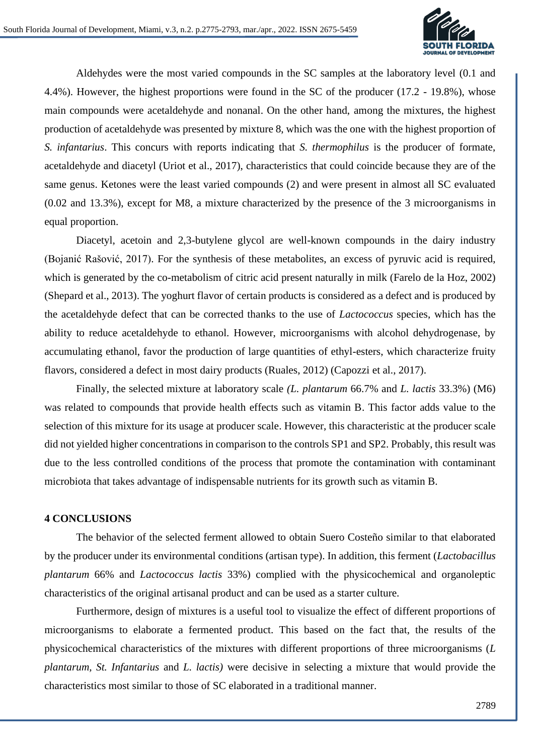Aldehydes were the most varied compounds in the SC samples at the laboratory level (0.1 and 4.4%). However, the highest proportions were found in the SC of the producer (17.2 - 19.8%), whose main compounds were acetaldehyde and nonanal. On the other hand, among the mixtures, the highest production of acetaldehyde was presented by mixture 8, which was the one with the highest proportion of *S. infantarius*. This concurs with reports indicating that *S. thermophilus* is the producer of formate, acetaldehyde and diacetyl (Uriot et al., 2017), characteristics that could coincide because they are of the same genus. Ketones were the least varied compounds (2) and were present in almost all SC evaluated (0.02 and 13.3%), except for M8, a mixture characterized by the presence of the 3 microorganisms in equal proportion.

Diacetyl, acetoin and 2,3-butylene glycol are well-known compounds in the dairy industry (Bojanić Rašović, 2017). For the synthesis of these metabolites, an excess of pyruvic acid is required, which is generated by the co-metabolism of citric acid present naturally in milk (Farelo de la Hoz, 2002) (Shepard et al., 2013). The yoghurt flavor of certain products is considered as a defect and is produced by the acetaldehyde defect that can be corrected thanks to the use of *Lactococcus* species, which has the ability to reduce acetaldehyde to ethanol. However, microorganisms with alcohol dehydrogenase, by accumulating ethanol, favor the production of large quantities of ethyl-esters, which characterize fruity flavors, considered a defect in most dairy products (Ruales, 2012) (Capozzi et al., 2017).

Finally, the selected mixture at laboratory scale *(L. plantarum* 66.7% and *L. lactis* 33.3%) (M6) was related to compounds that provide health effects such as vitamin B. This factor adds value to the selection of this mixture for its usage at producer scale. However, this characteristic at the producer scale did not yielded higher concentrations in comparison to the controls SP1 and SP2. Probably, this result was due to the less controlled conditions of the process that promote the contamination with contaminant microbiota that takes advantage of indispensable nutrients for its growth such as vitamin B.

## 4 CONCLUSIONS

The behavior of the selected ferment allowed to obtain Suero Costeño similar to that elaborated by the producer under its environmental conditions (artisan type). In addition, this ferment (*Lactobacillus plantarum* 66% and *Lactococcus lactis* 33%) complied with the physicochemical and organoleptic characteristics of the original artisanal product and can be used as a starter culture.

Furthermore, design of mixtures is a useful tool to visualize the effect of different proportions of microorganisms to elaborate a fermented product. This based on the fact that, the results of the physicochemical characteristics of the mixtures with different proportions of three microorganisms (*L plantarum, St. Infantarius* and *L. lactis)* were decisive in selecting a mixture that would provide the characteristics most similar to those of SC elaborated in a traditional manner.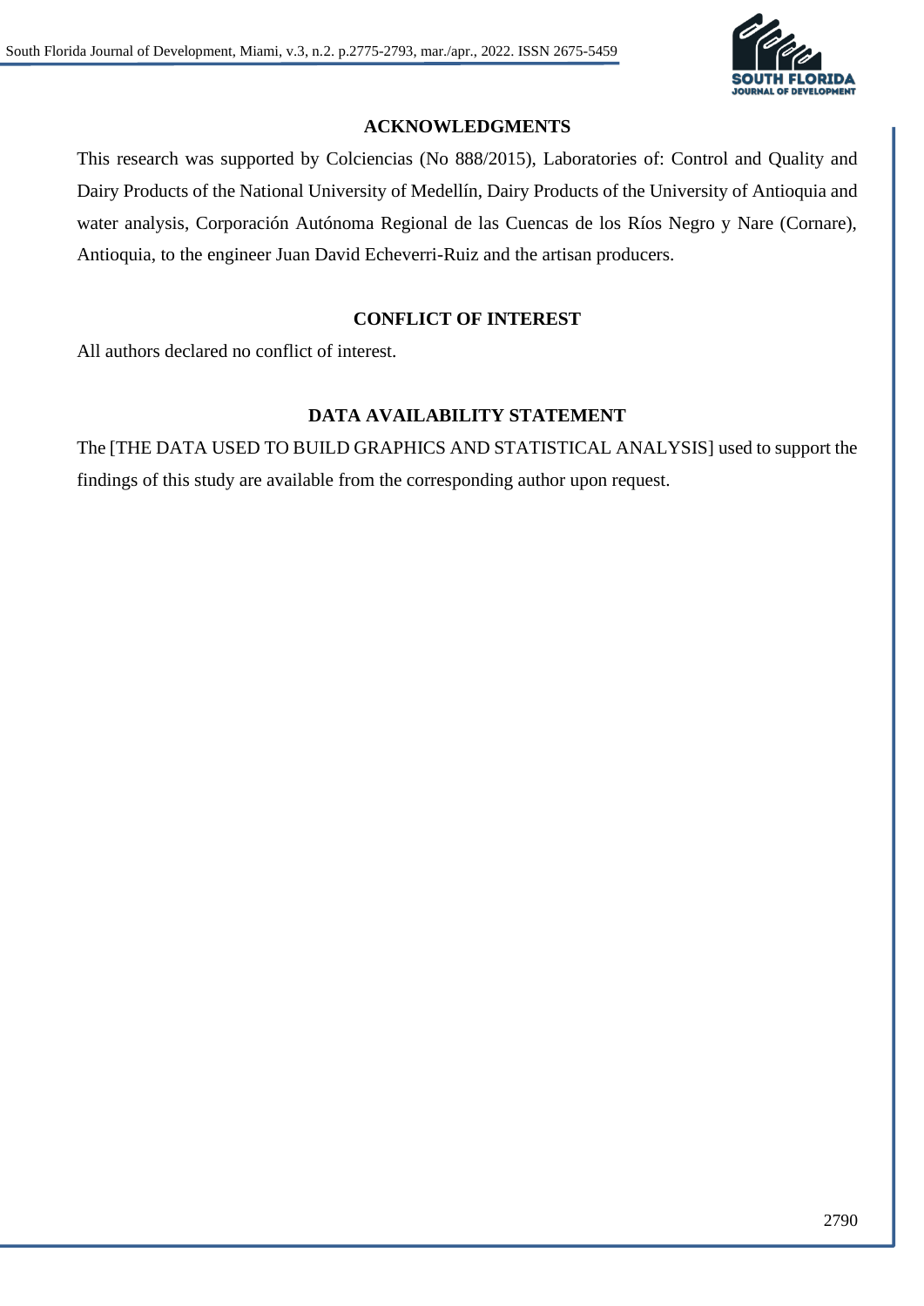## ACKNOWLEDGMENTS

This research was supported by Colciencias (No 888/2015), Laboratories of: Control and Quality and Dairy Products of the National University of Medellín, Dairy Products of the University of Antioquia and water analysis, Corporación Autónoma Regional de las Cuencas de los Ríos Negro y Nare (Cornare), Antioquia, to the engineer Juan David Echeverri-Ruiz and the artisan producers.

## CONFLICT OF INTEREST

All authors declared no conflict of interest.

## DATA AVAILABILITY STATEMENT

The [THE DATA USED TO BUILD GRAPHICS AND STATISTICAL ANALYSIS] used to support the findings of this study are available from the corresponding author upon request.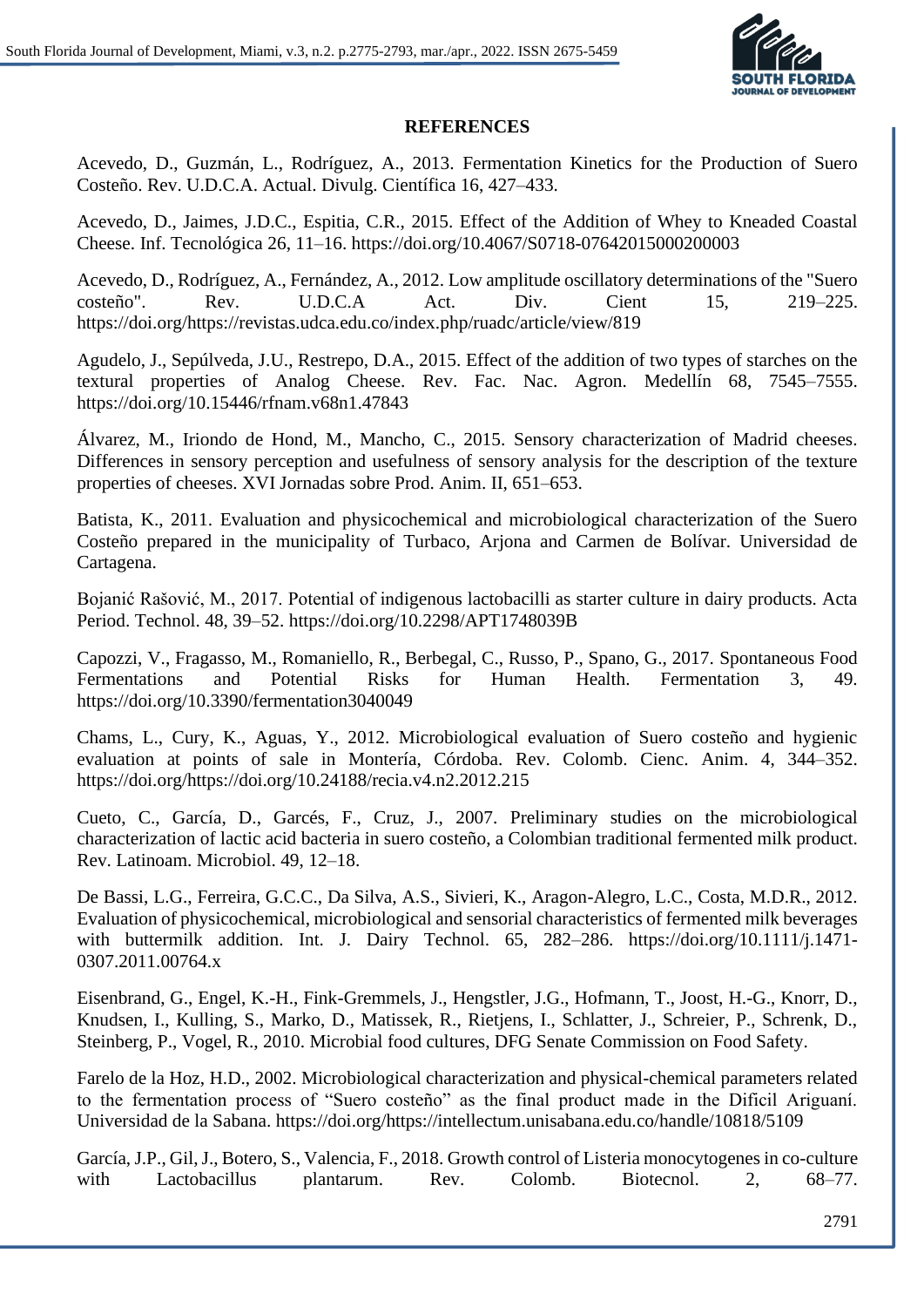## REFERENCES

Acevedo, D., Guzmán, L., Rodríguez, A., 2013. Fermentation Kinetics for the Production of Suero Costeño. Rev. U.D.C.A. Actual. Divulg. Científica 16, 427–433.

Acevedo, D., Jaimes, J.D.C., Espitia, C.R., 2015. Effect of the Addition of Whey to Kneaded Coastal Cheese. Inf. Tecnológica 26, 11–16. https://doi.org/10.4067/S0718-07642015000200003

Acevedo, D., Rodríguez, A., Fernández, A., 2012. Low amplitude oscillatory determinations of the "Suero costeño". Rev. U.D.C.A Act. Div. Cient 15, 219–225. https://doi.org/https://revistas.udca.edu.co/index.php/ruadc/article/view/819

Agudelo, J., Sepúlveda, J.U., Restrepo, D.A., 2015. Effect of the addition of two types of starches on the textural properties of Analog Cheese. Rev. Fac. Nac. Agron. Medellín 68, 7545–7555. https://doi.org/10.15446/rfnam.v68n1.47843

Álvarez, M., Iriondo de Hond, M., Mancho, C., 2015. Sensory characterization of Madrid cheeses. Differences in sensory perception and usefulness of sensory analysis for the description of the texture properties of cheeses. XVI Jornadas sobre Prod. Anim. II, 651–653.

Batista, K., 2011. Evaluation and physicochemical and microbiological characterization of the Suero Costeño prepared in the municipality of Turbaco, Arjona and Carmen de Bolívar. Universidad de Cartagena.

Bojanić Rašović, M., 2017. Potential of indigenous lactobacilli as starter culture in dairy products. Acta Period. Technol. 48, 39–52. https://doi.org/10.2298/APT1748039B

Capozzi, V., Fragasso, M., Romaniello, R., Berbegal, C., Russo, P., Spano, G., 2017. Spontaneous Food Fermentations and Potential Risks for Human Health. Fermentation 3, 49. https://doi.org/10.3390/fermentation3040049

Chams, L., Cury, K., Aguas, Y., 2012. Microbiological evaluation of Suero costeño and hygienic evaluation at points of sale in Montería, Córdoba. Rev. Colomb. Cienc. Anim. 4, 344–352. https://doi.org/https://doi.org/10.24188/recia.v4.n2.2012.215

Cueto, C., García, D., Garcés, F., Cruz, J., 2007. Preliminary studies on the microbiological characterization of lactic acid bacteria in suero costeño, a Colombian traditional fermented milk product. Rev. Latinoam. Microbiol. 49, 12–18.

De Bassi, L.G., Ferreira, G.C.C., Da Silva, A.S., Sivieri, K., Aragon-Alegro, L.C., Costa, M.D.R., 2012. Evaluation of physicochemical, microbiological and sensorial characteristics of fermented milk beverages with buttermilk addition. Int. J. Dairy Technol. 65, 282–286. https://doi.org/10.1111/j.1471-0307.2011.00764.x

Eisenbrand, G., Engel, K.-H., Fink-Gremmels, J., Hengstler, J.G., Hofmann, T., Joost, H.-G., Knorr, D., Knudsen, I., Kulling, S., Marko, D., Matissek, R., Rietjens, I., Schlatter, J., Schreier, P., Schrenk, D., Steinberg, P., Vogel, R., 2010. Microbial food cultures, DFG Senate Commission on Food Safety.

Farelo de la Hoz, H.D., 2002. Microbiological characterization and physical-chemical parameters related to the fermentation process of "Suero costeño" as the final product made in the Dificil Ariguaní. Universidad de la Sabana. https://doi.org/https://intellectum.unisabana.edu.co/handle/10818/5109

García, J.P., Gil, J., Botero, S., Valencia, F., 2018. Growth control of Listeria monocytogenes in co-culture with Lactobacillus plantarum. Rev. Colomb. Biotecnol. 2, 68–77.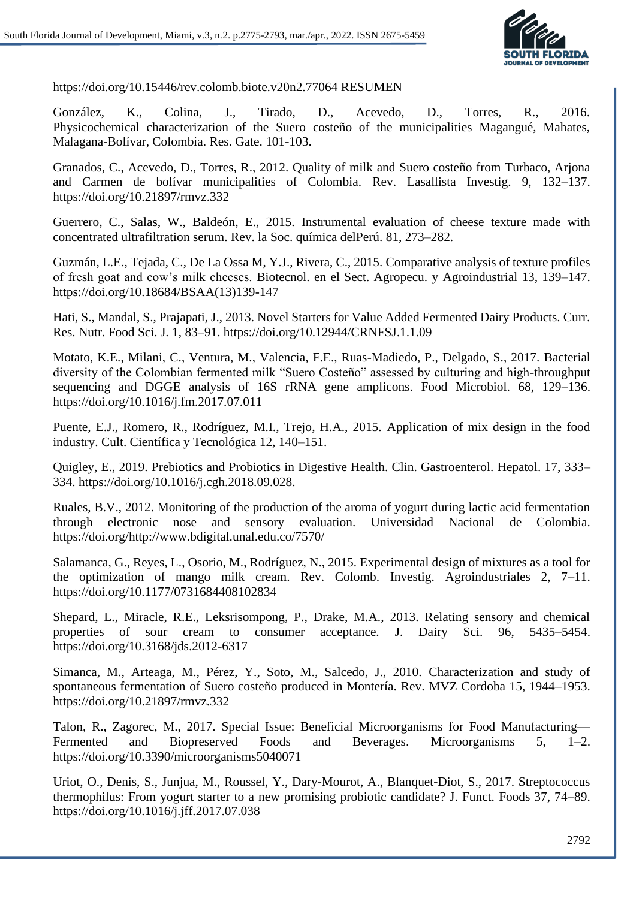https://doi.org/10.15446/rev.colomb.biote.v20n2.77064 RESUMEN

González, K., Colina, J., Tirado, D., Acevedo, D., Torres, R., 2016. Physicochemical characterization of the Suero costeño of the municipalities Magangué, Mahates, Malagana-Bolívar, Colombia. Res. Gate. 101-103.

Granados, C., Acevedo, D., Torres, R., 2012. Quality of milk and Suero costeño from Turbaco, Arjona and Carmen de bolívar municipalities of Colombia. Rev. Lasallista Investig. 9, 132–137. https://doi.org/10.21897/rmvz.332

Guerrero, C., Salas, W., Baldeón, E., 2015. Instrumental evaluation of cheese texture made with concentrated ultrafiltration serum. Rev. la Soc. química delPerú. 81, 273–282.

Guzmán, L.E., Tejada, C., De La Ossa M, Y.J., Rivera, C., 2015. Comparative analysis of texture profiles of fresh goat and cow's milk cheeses. Biotecnol. en el Sect. Agropecu. y Agroindustrial 13, 139–147. https://doi.org/10.18684/BSAA(13)139-147

Hati, S., Mandal, S., Prajapati, J., 2013. Novel Starters for Value Added Fermented Dairy Products. Curr. Res. Nutr. Food Sci. J. 1, 83–91. https://doi.org/10.12944/CRNFSJ.1.1.09

Motato, K.E., Milani, C., Ventura, M., Valencia, F.E., Ruas-Madiedo, P., Delgado, S., 2017. Bacterial diversity of the Colombian fermented milk "Suero Costeño" assessed by culturing and high-throughput sequencing and DGGE analysis of 16S rRNA gene amplicons. Food Microbiol. 68, 129–136. https://doi.org/10.1016/j.fm.2017.07.011

Puente, E.J., Romero, R., Rodríguez, M.I., Trejo, H.A., 2015. Application of mix design in the food industry. Cult. Científica y Tecnológica 12, 140–151.

Quigley, E., 2019. Prebiotics and Probiotics in Digestive Health. Clin. Gastroenterol. Hepatol. 17, 333–334. https://doi.org/10.1016/j.cgh.2018.09.028.

Ruales, B.V., 2012. Monitoring of the production of the aroma of yogurt during lactic acid fermentation through electronic nose and sensory evaluation. Universidad Nacional de Colombia. https://doi.org/http://www.bdigital.unal.edu.co/7570/

Salamanca, G., Reyes, L., Osorio, M., Rodríguez, N., 2015. Experimental design of mixtures as a tool for the optimization of mango milk cream. Rev. Colomb. Investig. Agroindustriales 2, 7–11. https://doi.org/10.1177/0731684408102834

Shepard, L., Miracle, R.E., Leksrisompong, P., Drake, M.A., 2013. Relating sensory and chemical properties of sour cream to consumer acceptance. J. Dairy Sci. 96, 5435–5454. https://doi.org/10.3168/jds.2012-6317

Simanca, M., Arteaga, M., Pérez, Y., Soto, M., Salcedo, J., 2010. Characterization and study of spontaneous fermentation of Suero costeño produced in Montería. Rev. MVZ Cordoba 15, 1944–1953. https://doi.org/10.21897/rmvz.332

Talon, R., Zagorec, M., 2017. Special Issue: Beneficial Microorganisms for Food Manufacturing—Fermented and Biopreserved Foods and Beverages. Microorganisms 5, 1–2. https://doi.org/10.3390/microorganisms5040071

Uriot, O., Denis, S., Junjua, M., Roussel, Y., Dary-Mourot, A., Blanquet-Diot, S., 2017. Streptococcus thermophilus: From yogurt starter to a new promising probiotic candidate? J. Funct. Foods 37, 74–89. https://doi.org/10.1016/j.jff.2017.07.038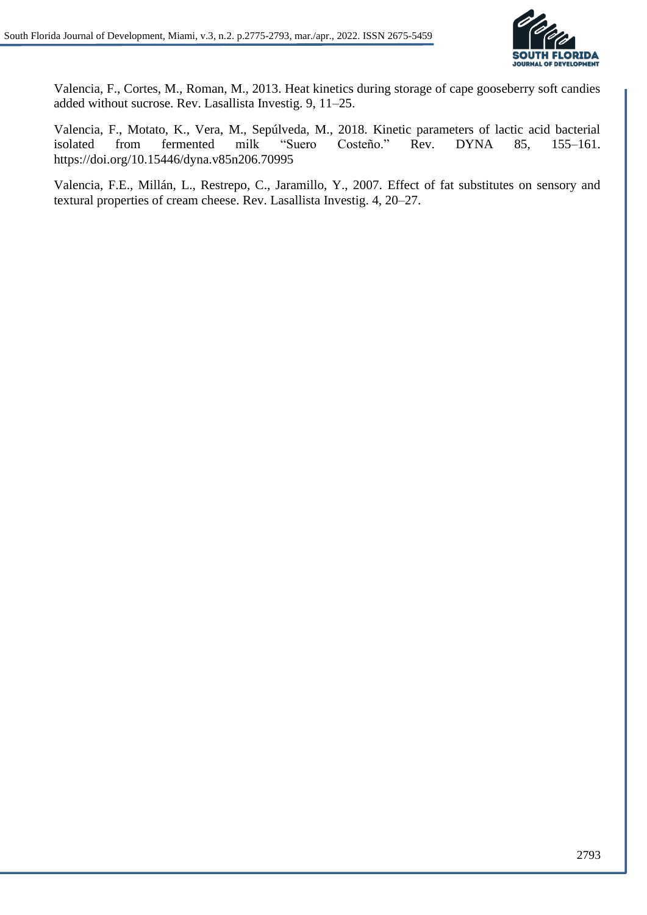Valencia, F., Cortes, M., Roman, M., 2013. Heat kinetics during storage of cape gooseberry soft candies added without sucrose. Rev. Lasallista Investig. 9, 11–25.

Valencia, F., Motato, K., Vera, M., Sepúlveda, M., 2018. Kinetic parameters of lactic acid bacterial isolated from fermented milk "Suero Costeño." Rev. DYNA 85, 155–161. https://doi.org/10.15446/dyna.v85n206.70995

Valencia, F.E., Millán, L., Restrepo, C., Jaramillo, Y., 2007. Effect of fat substitutes on sensory and textural properties of cream cheese. Rev. Lasallista Investig. 4, 20–27.